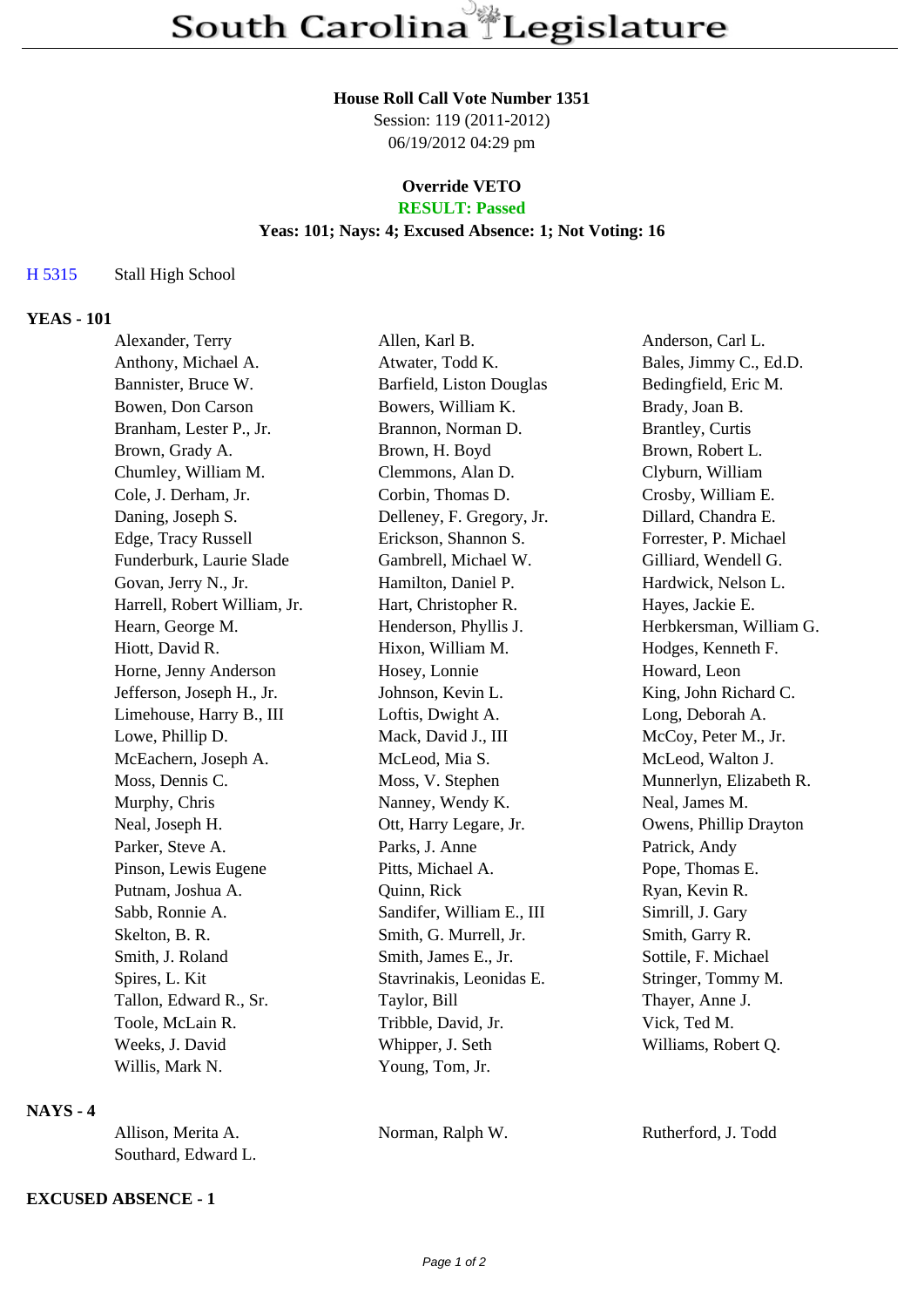# South Carolina Legislature

### House Roll Call Vote Number 1351

Session: 119 (2011-2012)
06/19/2012 04:29 pm

### Override VETO

**RESULT: Passed**

**Yeas: 101; Nays: 4; Excused Absence: 1; Not Voting: 16**

H 5315 Stall High School

**YEAS - 101**

| | | |
|---|---|---|
| Alexander, Terry | Allen, Karl B. | Anderson, Carl L. |
| Anthony, Michael A. | Atwater, Todd K. | Bales, Jimmy C., Ed.D. |
| Bannister, Bruce W. | Barfield, Liston Douglas | Bedingfield, Eric M. |
| Bowen, Don Carson | Bowers, William K. | Brady, Joan B. |
| Branham, Lester P., Jr. | Brannon, Norman D. | Brantley, Curtis |
| Brown, Grady A. | Brown, H. Boyd | Brown, Robert L. |
| Chumley, William M. | Clemmons, Alan D. | Clyburn, William |
| Cole, J. Derham, Jr. | Corbin, Thomas D. | Crosby, William E. |
| Daning, Joseph S. | Delleney, F. Gregory, Jr. | Dillard, Chandra E. |
| Edge, Tracy Russell | Erickson, Shannon S. | Forrester, P. Michael |
| Funderburk, Laurie Slade | Gambrell, Michael W. | Gilliard, Wendell G. |
| Govan, Jerry N., Jr. | Hamilton, Daniel P. | Hardwick, Nelson L. |
| Harrell, Robert William, Jr. | Hart, Christopher R. | Hayes, Jackie E. |
| Hearn, George M. | Henderson, Phyllis J. | Herbkersman, William G. |
| Hiott, David R. | Hixon, William M. | Hodges, Kenneth F. |
| Horne, Jenny Anderson | Hosey, Lonnie | Howard, Leon |
| Jefferson, Joseph H., Jr. | Johnson, Kevin L. | King, John Richard C. |
| Limehouse, Harry B., III | Loftis, Dwight A. | Long, Deborah A. |
| Lowe, Phillip D. | Mack, David J., III | McCoy, Peter M., Jr. |
| McEachern, Joseph A. | McLeod, Mia S. | McLeod, Walton J. |
| Moss, Dennis C. | Moss, V. Stephen | Munnerlyn, Elizabeth R. |
| Murphy, Chris | Nanney, Wendy K. | Neal, James M. |
| Neal, Joseph H. | Ott, Harry Legare, Jr. | Owens, Phillip Drayton |
| Parker, Steve A. | Parks, J. Anne | Patrick, Andy |
| Pinson, Lewis Eugene | Pitts, Michael A. | Pope, Thomas E. |
| Putnam, Joshua A. | Quinn, Rick | Ryan, Kevin R. |
| Sabb, Ronnie A. | Sandifer, William E., III | Simrill, J. Gary |
| Skelton, B. R. | Smith, G. Murrell, Jr. | Smith, Garry R. |
| Smith, J. Roland | Smith, James E., Jr. | Sottile, F. Michael |
| Spires, L. Kit | Stavrinakis, Leonidas E. | Stringer, Tommy M. |
| Tallon, Edward R., Sr. | Taylor, Bill | Thayer, Anne J. |
| Toole, McLain R. | Tribble, David, Jr. | Vick, Ted M. |
| Weeks, J. David | Whipper, J. Seth | Williams, Robert Q. |
| Willis, Mark N. | Young, Tom, Jr. | |

**NAYS - 4**

| | | |
|---|---|---|
| Allison, Merita A. | Norman, Ralph W. | Rutherford, J. Todd |
| Southard, Edward L. | | |

**EXCUSED ABSENCE - 1**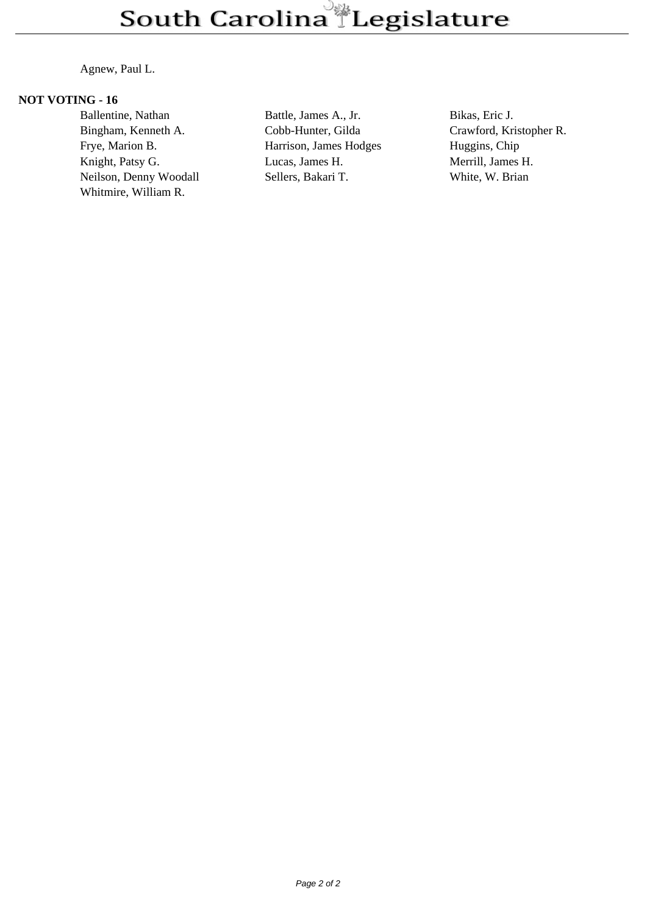Agnew, Paul L.

**NOT VOTING - 16**

| | | |
|---|---|---|
| Ballentine, Nathan | Battle, James A., Jr. | Bikas, Eric J. |
| Bingham, Kenneth A. | Cobb-Hunter, Gilda | Crawford, Kristopher R. |
| Frye, Marion B. | Harrison, James Hodges | Huggins, Chip |
| Knight, Patsy G. | Lucas, James H. | Merrill, James H. |
| Neilson, Denny Woodall | Sellers, Bakari T. | White, W. Brian |
| Whitmire, William R. | | |